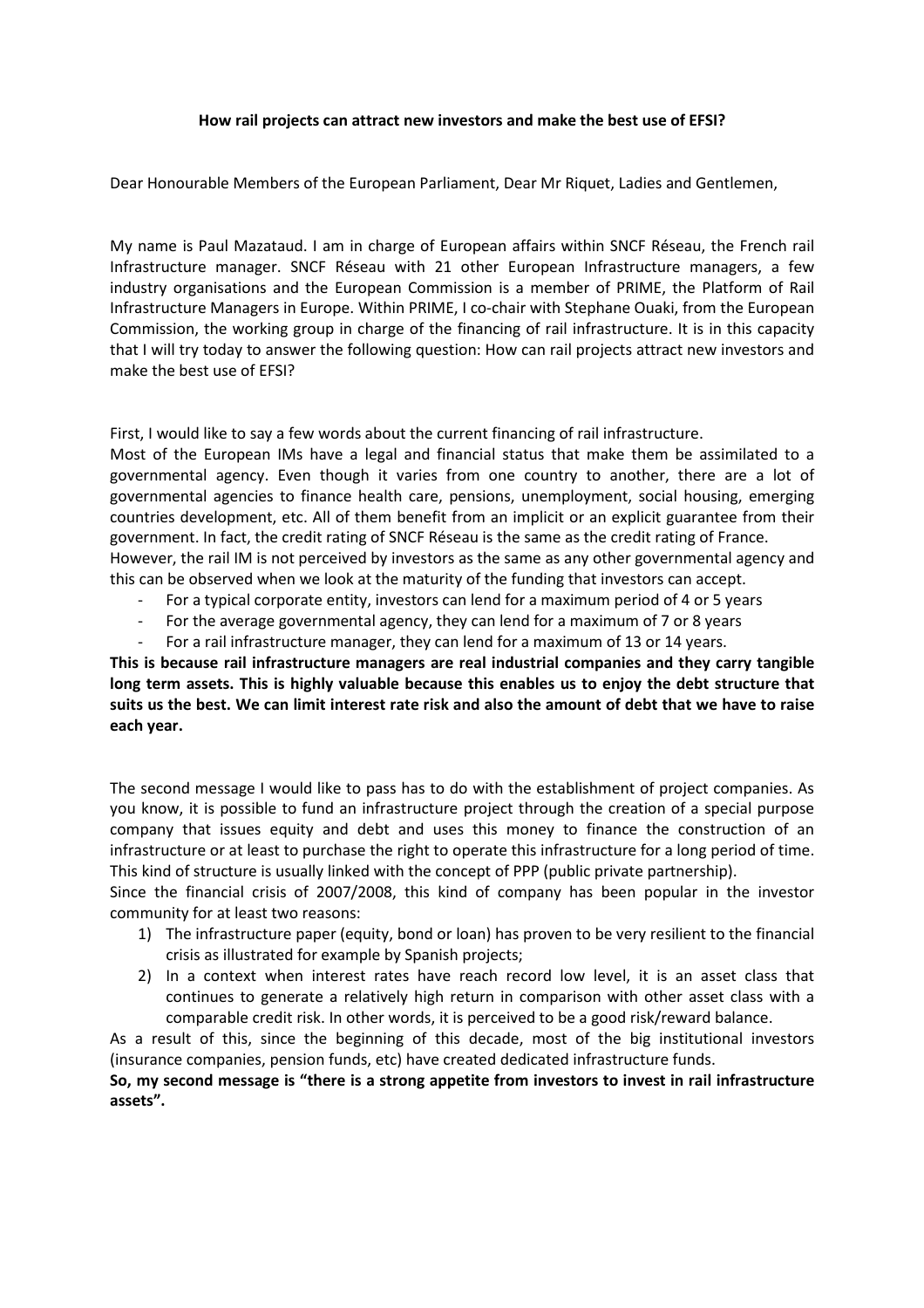**How rail projects can attract new investors and make the best use of EFSI?**

Dear Honourable Members of the European Parliament, Dear Mr Riquet, Ladies and Gentlemen,

My name is Paul Mazataud. I am in charge of European affairs within SNCF Réseau, the French rail Infrastructure manager. SNCF Réseau with 21 other European Infrastructure managers, a few industry organisations and the European Commission is a member of PRIME, the Platform of Rail Infrastructure Managers in Europe. Within PRIME, I co-chair with Stephane Ouaki, from the European Commission, the working group in charge of the financing of rail infrastructure. It is in this capacity that I will try today to answer the following question: How can rail projects attract new investors and make the best use of EFSI?

First, I would like to say a few words about the current financing of rail infrastructure.
Most of the European IMs have a legal and financial status that make them be assimilated to a governmental agency. Even though it varies from one country to another, there are a lot of governmental agencies to finance health care, pensions, unemployment, social housing, emerging countries development, etc. All of them benefit from an implicit or an explicit guarantee from their government. In fact, the credit rating of SNCF Réseau is the same as the credit rating of France.
However, the rail IM is not perceived by investors as the same as any other governmental agency and this can be observed when we look at the maturity of the funding that investors can accept.

- For a typical corporate entity, investors can lend for a maximum period of 4 or 5 years
- For the average governmental agency, they can lend for a maximum of 7 or 8 years
- For a rail infrastructure manager, they can lend for a maximum of 13 or 14 years.

**This is because rail infrastructure managers are real industrial companies and they carry tangible long term assets. This is highly valuable because this enables us to enjoy the debt structure that suits us the best. We can limit interest rate risk and also the amount of debt that we have to raise each year.**

The second message I would like to pass has to do with the establishment of project companies. As you know, it is possible to fund an infrastructure project through the creation of a special purpose company that issues equity and debt and uses this money to finance the construction of an infrastructure or at least to purchase the right to operate this infrastructure for a long period of time. This kind of structure is usually linked with the concept of PPP (public private partnership).
Since the financial crisis of 2007/2008, this kind of company has been popular in the investor community for at least two reasons:

1) The infrastructure paper (equity, bond or loan) has proven to be very resilient to the financial crisis as illustrated for example by Spanish projects;
2) In a context when interest rates have reach record low level, it is an asset class that continues to generate a relatively high return in comparison with other asset class with a comparable credit risk. In other words, it is perceived to be a good risk/reward balance.

As a result of this, since the beginning of this decade, most of the big institutional investors (insurance companies, pension funds, etc) have created dedicated infrastructure funds.

**So, my second message is "there is a strong appetite from investors to invest in rail infrastructure assets".**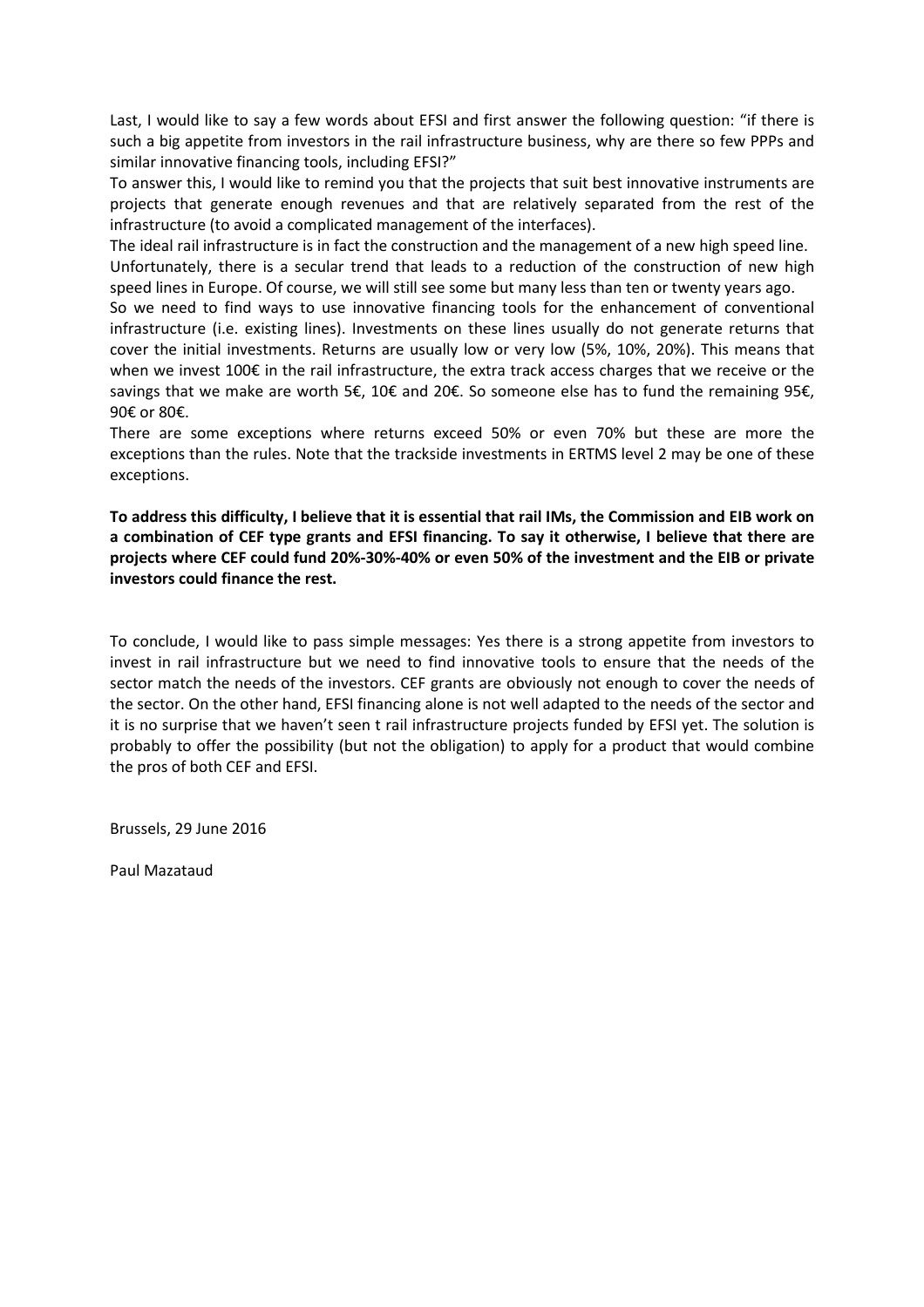Last, I would like to say a few words about EFSI and first answer the following question: "if there is such a big appetite from investors in the rail infrastructure business, why are there so few PPPs and similar innovative financing tools, including EFSI?"

To answer this, I would like to remind you that the projects that suit best innovative instruments are projects that generate enough revenues and that are relatively separated from the rest of the infrastructure (to avoid a complicated management of the interfaces).

The ideal rail infrastructure is in fact the construction and the management of a new high speed line.

Unfortunately, there is a secular trend that leads to a reduction of the construction of new high speed lines in Europe. Of course, we will still see some but many less than ten or twenty years ago.

So we need to find ways to use innovative financing tools for the enhancement of conventional infrastructure (i.e. existing lines). Investments on these lines usually do not generate returns that cover the initial investments. Returns are usually low or very low (5%, 10%, 20%). This means that when we invest 100€ in the rail infrastructure, the extra track access charges that we receive or the savings that we make are worth 5€, 10€ and 20€. So someone else has to fund the remaining 95€, 90€ or 80€.

There are some exceptions where returns exceed 50% or even 70% but these are more the exceptions than the rules. Note that the trackside investments in ERTMS level 2 may be one of these exceptions.

**To address this difficulty, I believe that it is essential that rail IMs, the Commission and EIB work on a combination of CEF type grants and EFSI financing. To say it otherwise, I believe that there are projects where CEF could fund 20%-30%-40% or even 50% of the investment and the EIB or private investors could finance the rest.**

To conclude, I would like to pass simple messages: Yes there is a strong appetite from investors to invest in rail infrastructure but we need to find innovative tools to ensure that the needs of the sector match the needs of the investors. CEF grants are obviously not enough to cover the needs of the sector. On the other hand, EFSI financing alone is not well adapted to the needs of the sector and it is no surprise that we haven't seen t rail infrastructure projects funded by EFSI yet. The solution is probably to offer the possibility (but not the obligation) to apply for a product that would combine the pros of both CEF and EFSI.

Brussels, 29 June 2016

Paul Mazataud